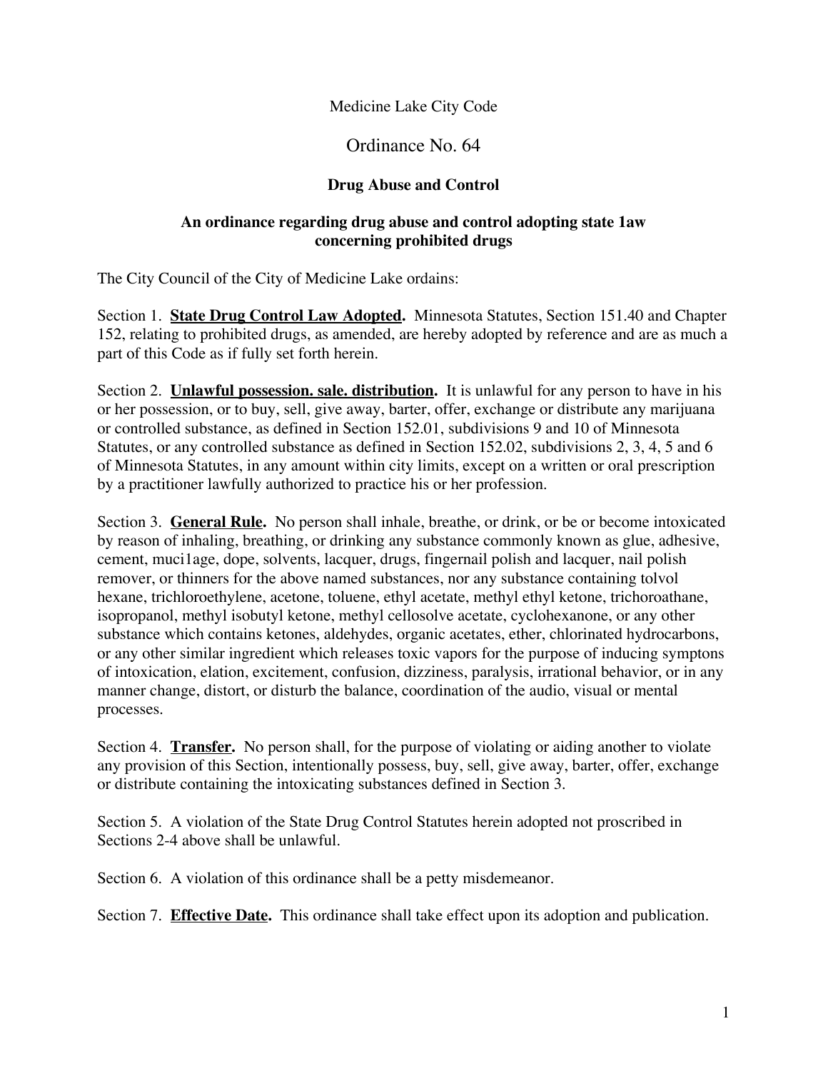Medicine Lake City Code

# Ordinance No. 64

## Drug Abuse and Control

**An ordinance regarding drug abuse and control adopting state 1aw concerning prohibited drugs**

The City Council of the City of Medicine Lake ordains:

Section 1. **State Drug Control Law Adopted.** Minnesota Statutes, Section 151.40 and Chapter 152, relating to prohibited drugs, as amended, are hereby adopted by reference and are as much a part of this Code as if fully set forth herein.

Section 2. **Unlawful possession. sale. distribution.** It is unlawful for any person to have in his or her possession, or to buy, sell, give away, barter, offer, exchange or distribute any marijuana or controlled substance, as defined in Section 152.01, subdivisions 9 and 10 of Minnesota Statutes, or any controlled substance as defined in Section 152.02, subdivisions 2, 3, 4, 5 and 6 of Minnesota Statutes, in any amount within city limits, except on a written or oral prescription by a practitioner lawfully authorized to practice his or her profession.

Section 3. **General Rule.** No person shall inhale, breathe, or drink, or be or become intoxicated by reason of inhaling, breathing, or drinking any substance commonly known as glue, adhesive, cement, muci1age, dope, solvents, lacquer, drugs, fingernail polish and lacquer, nail polish remover, or thinners for the above named substances, nor any substance containing tolvol hexane, trichloroethylene, acetone, toluene, ethyl acetate, methyl ethyl ketone, trichoroathane, isopropanol, methyl isobutyl ketone, methyl cellosolve acetate, cyclohexanone, or any other substance which contains ketones, aldehydes, organic acetates, ether, chlorinated hydrocarbons, or any other similar ingredient which releases toxic vapors for the purpose of inducing symptons of intoxication, elation, excitement, confusion, dizziness, paralysis, irrational behavior, or in any manner change, distort, or disturb the balance, coordination of the audio, visual or mental processes.

Section 4. **Transfer.** No person shall, for the purpose of violating or aiding another to violate any provision of this Section, intentionally possess, buy, sell, give away, barter, offer, exchange or distribute containing the intoxicating substances defined in Section 3.

Section 5. A violation of the State Drug Control Statutes herein adopted not proscribed in Sections 2-4 above shall be unlawful.

Section 6. A violation of this ordinance shall be a petty misdemeanor.

Section 7. **Effective Date.** This ordinance shall take effect upon its adoption and publication.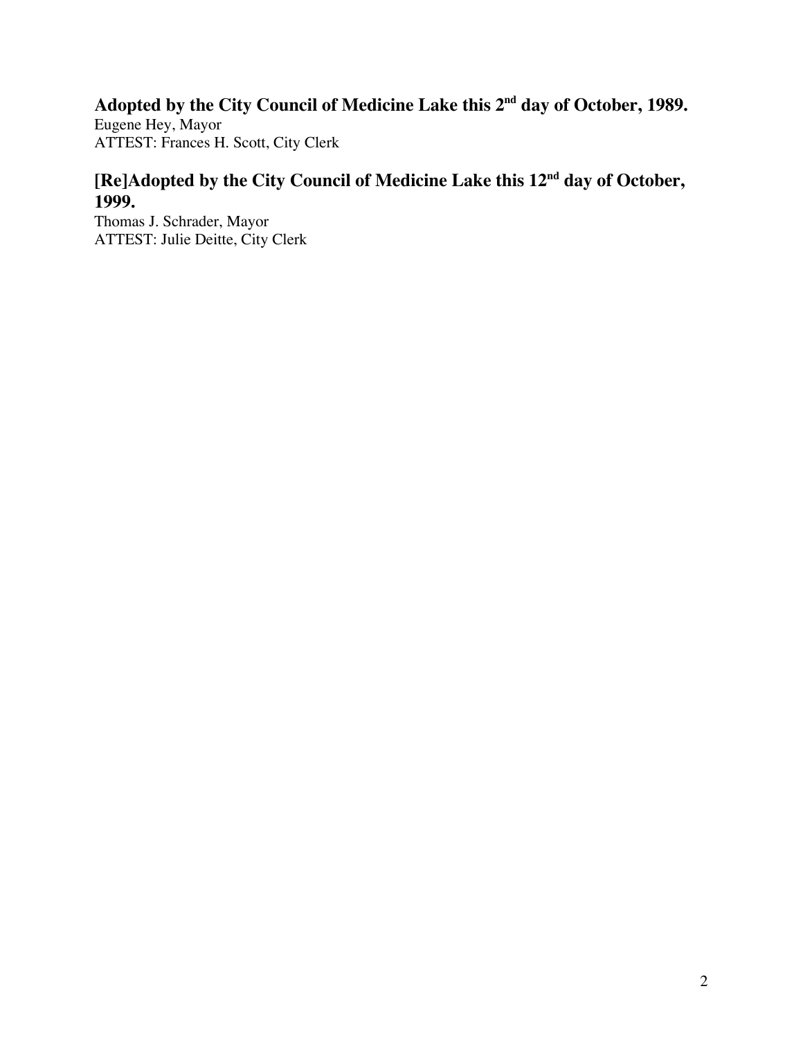**Adopted by the City Council of Medicine Lake this 2nd day of October, 1989.**
Eugene Hey, Mayor
ATTEST: Frances H. Scott, City Clerk

**[Re]Adopted by the City Council of Medicine Lake this 12nd day of October, 1999.**
Thomas J. Schrader, Mayor
ATTEST: Julie Deitte, City Clerk